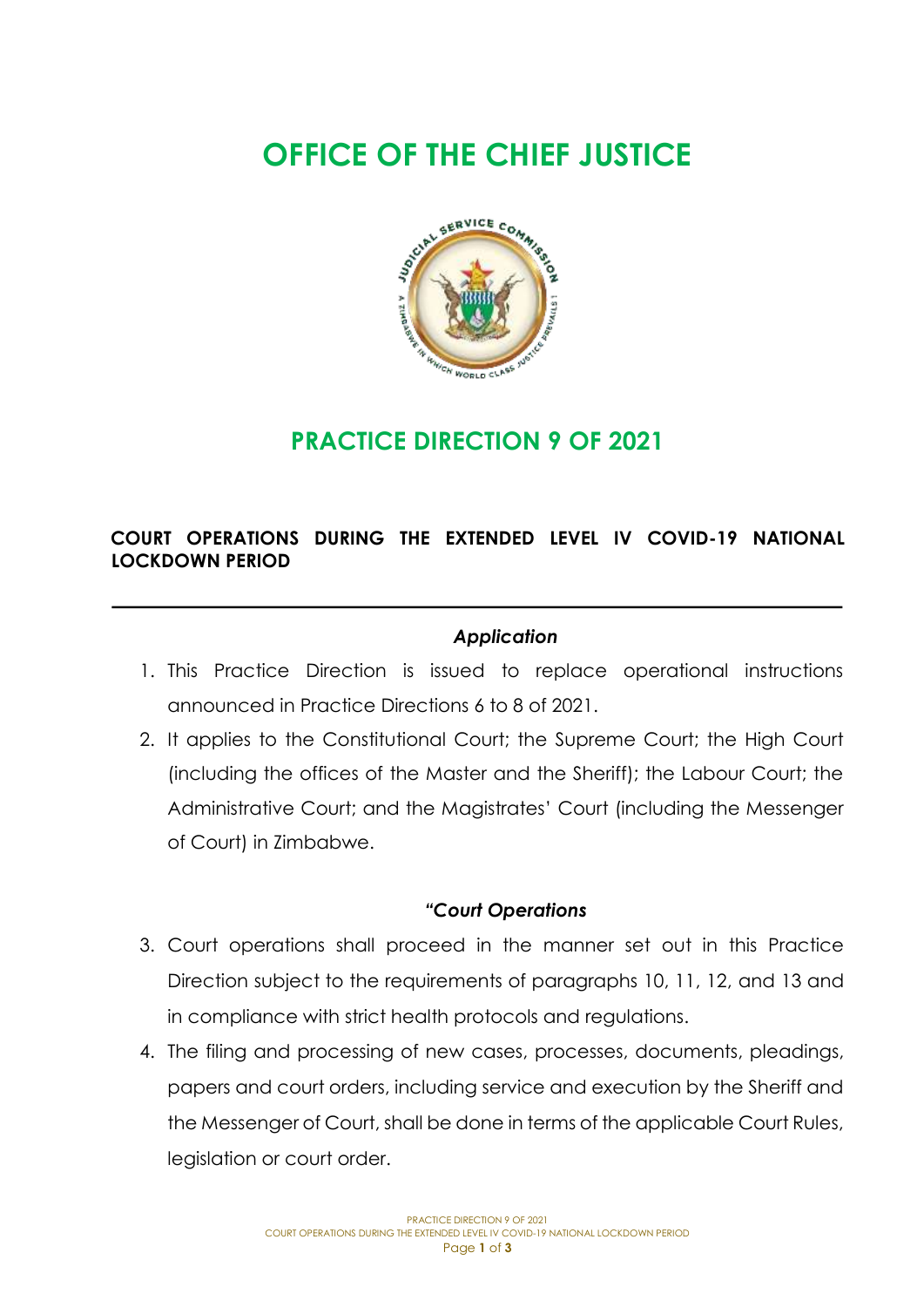# OFFICE OF THE CHIEF JUSTICE

## PRACTICE DIRECTION 9 OF 2021

### COURT OPERATIONS DURING THE EXTENDED LEVEL IV COVID-19 NATIONAL LOCKDOWN PERIOD

---

***Application***

1. This Practice Direction is issued to replace operational instructions announced in Practice Directions 6 to 8 of 2021.
2. It applies to the Constitutional Court; the Supreme Court; the High Court (including the offices of the Master and the Sheriff); the Labour Court; the Administrative Court; and the Magistrates' Court (including the Messenger of Court) in Zimbabwe.

***"Court Operations***

3. Court operations shall proceed in the manner set out in this Practice Direction subject to the requirements of paragraphs 10, 11, 12, and 13 and in compliance with strict health protocols and regulations.
4. The filing and processing of new cases, processes, documents, pleadings, papers and court orders, including service and execution by the Sheriff and the Messenger of Court, shall be done in terms of the applicable Court Rules, legislation or court order.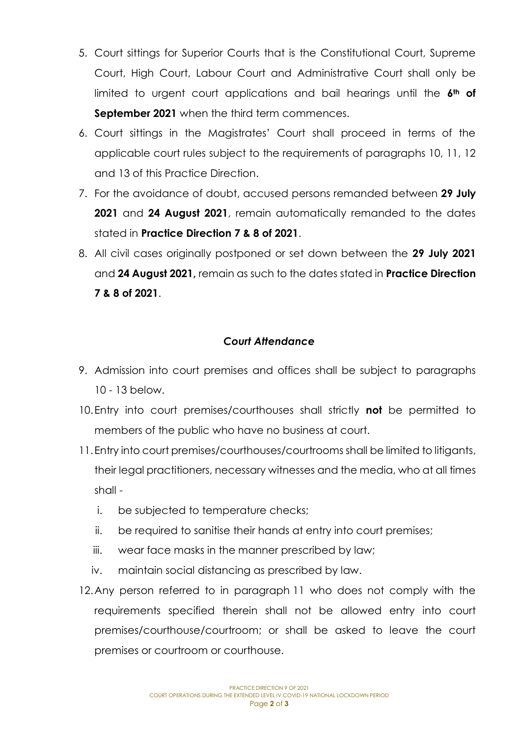5. Court sittings for Superior Courts that is the Constitutional Court, Supreme Court, High Court, Labour Court and Administrative Court shall only be limited to urgent court applications and bail hearings until the **6th of September 2021** when the third term commences.
6. Court sittings in the Magistrates' Court shall proceed in terms of the applicable court rules subject to the requirements of paragraphs 10, 11, 12 and 13 of this Practice Direction.
7. For the avoidance of doubt, accused persons remanded between **29 July 2021** and **24 August 2021**, remain automatically remanded to the dates stated in **Practice Direction 7 & 8 of 2021**.
8. All civil cases originally postponed or set down between the **29 July 2021** and **24 August 2021,** remain as such to the dates stated in **Practice Direction 7 & 8 of 2021**.

### *Court Attendance*

9. Admission into court premises and offices shall be subject to paragraphs 10 - 13 below.
10. Entry into court premises/courthouses shall strictly **not** be permitted to members of the public who have no business at court.
11. Entry into court premises/courthouses/courtrooms shall be limited to litigants, their legal practitioners, necessary witnesses and the media, who at all times shall -
    i. be subjected to temperature checks;
    ii. be required to sanitise their hands at entry into court premises;
    iii. wear face masks in the manner prescribed by law;
    iv. maintain social distancing as prescribed by law.
12. Any person referred to in paragraph 11 who does not comply with the requirements specified therein shall not be allowed entry into court premises/courthouse/courtroom; or shall be asked to leave the court premises or courtroom or courthouse.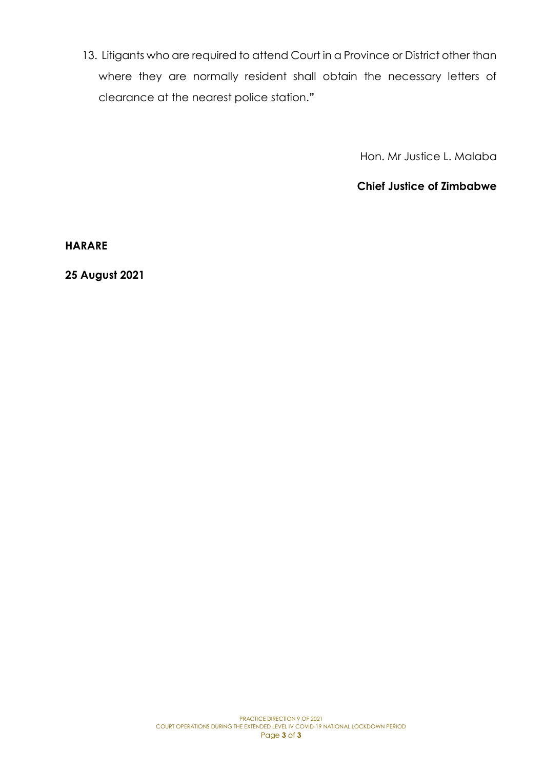13. Litigants who are required to attend Court in a Province or District other than where they are normally resident shall obtain the necessary letters of clearance at the nearest police station."

Hon. Mr Justice L. Malaba

**Chief Justice of Zimbabwe**

**HARARE**

**25 August 2021**